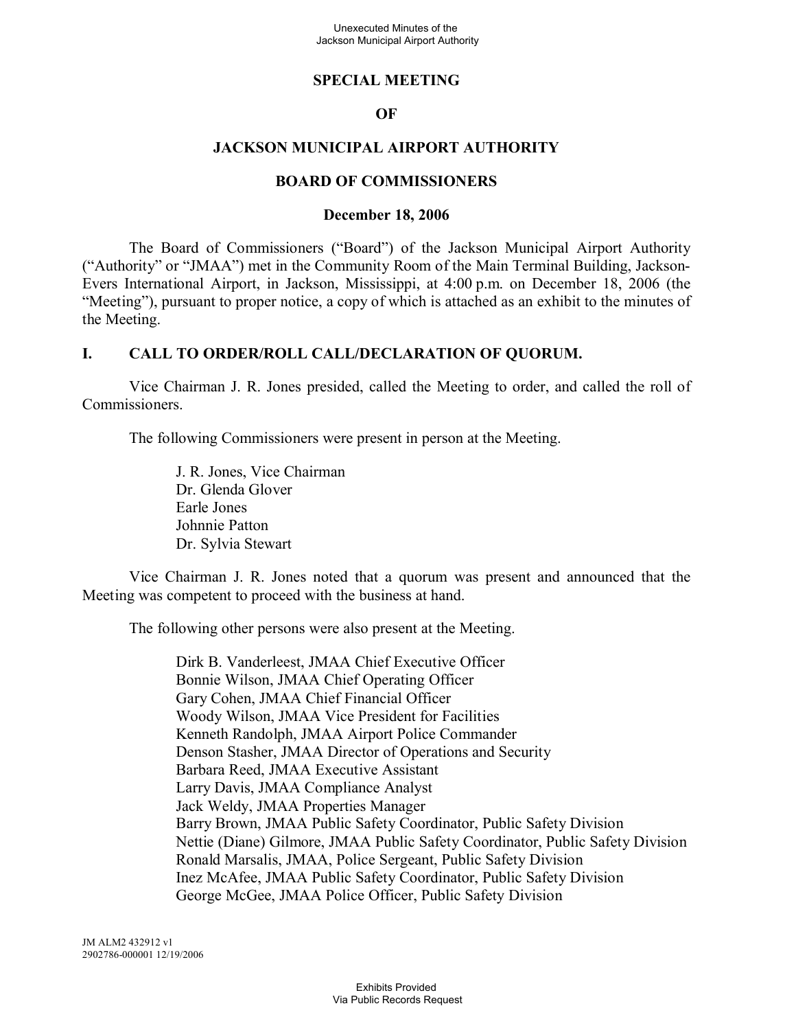# SPECIAL MEETING

# OF

# JACKSON MUNICIPAL AIRPORT AUTHORITY

# BOARD OF COMMISSIONERS

**December 18, 2006**

The Board of Commissioners ("Board") of the Jackson Municipal Airport Authority ("Authority" or "JMAA") met in the Community Room of the Main Terminal Building, Jackson-Evers International Airport, in Jackson, Mississippi, at 4:00 p.m. on December 18, 2006 (the "Meeting"), pursuant to proper notice, a copy of which is attached as an exhibit to the minutes of the Meeting.

## I. CALL TO ORDER/ROLL CALL/DECLARATION OF QUORUM.

Vice Chairman J. R. Jones presided, called the Meeting to order, and called the roll of Commissioners.

The following Commissioners were present in person at the Meeting.

J. R. Jones, Vice Chairman
Dr. Glenda Glover
Earle Jones
Johnnie Patton
Dr. Sylvia Stewart

Vice Chairman J. R. Jones noted that a quorum was present and announced that the Meeting was competent to proceed with the business at hand.

The following other persons were also present at the Meeting.

Dirk B. Vanderleest, JMAA Chief Executive Officer
Bonnie Wilson, JMAA Chief Operating Officer
Gary Cohen, JMAA Chief Financial Officer
Woody Wilson, JMAA Vice President for Facilities
Kenneth Randolph, JMAA Airport Police Commander
Denson Stasher, JMAA Director of Operations and Security
Barbara Reed, JMAA Executive Assistant
Larry Davis, JMAA Compliance Analyst
Jack Weldy, JMAA Properties Manager
Barry Brown, JMAA Public Safety Coordinator, Public Safety Division
Nettie (Diane) Gilmore, JMAA Public Safety Coordinator, Public Safety Division
Ronald Marsalis, JMAA, Police Sergeant, Public Safety Division
Inez McAfee, JMAA Public Safety Coordinator, Public Safety Division
George McGee, JMAA Police Officer, Public Safety Division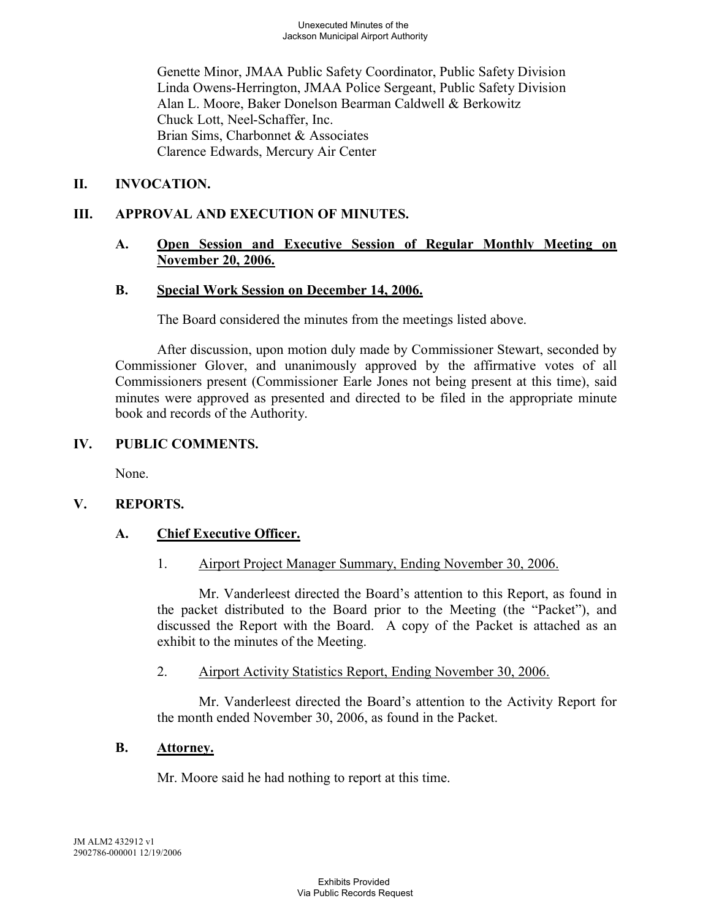Genette Minor, JMAA Public Safety Coordinator, Public Safety Division
Linda Owens-Herrington, JMAA Police Sergeant, Public Safety Division
Alan L. Moore, Baker Donelson Bearman Caldwell & Berkowitz
Chuck Lott, Neel-Schaffer, Inc.
Brian Sims, Charbonnet & Associates
Clarence Edwards, Mercury Air Center

## II. INVOCATION.

## III. APPROVAL AND EXECUTION OF MINUTES.

### A. Open Session and Executive Session of Regular Monthly Meeting on November 20, 2006.

### B. Special Work Session on December 14, 2006.

The Board considered the minutes from the meetings listed above.

After discussion, upon motion duly made by Commissioner Stewart, seconded by Commissioner Glover, and unanimously approved by the affirmative votes of all Commissioners present (Commissioner Earle Jones not being present at this time), said minutes were approved as presented and directed to be filed in the appropriate minute book and records of the Authority.

## IV. PUBLIC COMMENTS.

None.

## V. REPORTS.

### A. Chief Executive Officer.

1. Airport Project Manager Summary, Ending November 30, 2006.

Mr. Vanderleest directed the Board's attention to this Report, as found in the packet distributed to the Board prior to the Meeting (the "Packet"), and discussed the Report with the Board. A copy of the Packet is attached as an exhibit to the minutes of the Meeting.

2. Airport Activity Statistics Report, Ending November 30, 2006.

Mr. Vanderleest directed the Board's attention to the Activity Report for the month ended November 30, 2006, as found in the Packet.

### B. Attorney.

Mr. Moore said he had nothing to report at this time.

JM ALM2 432912 v1
2902786-000001 12/19/2006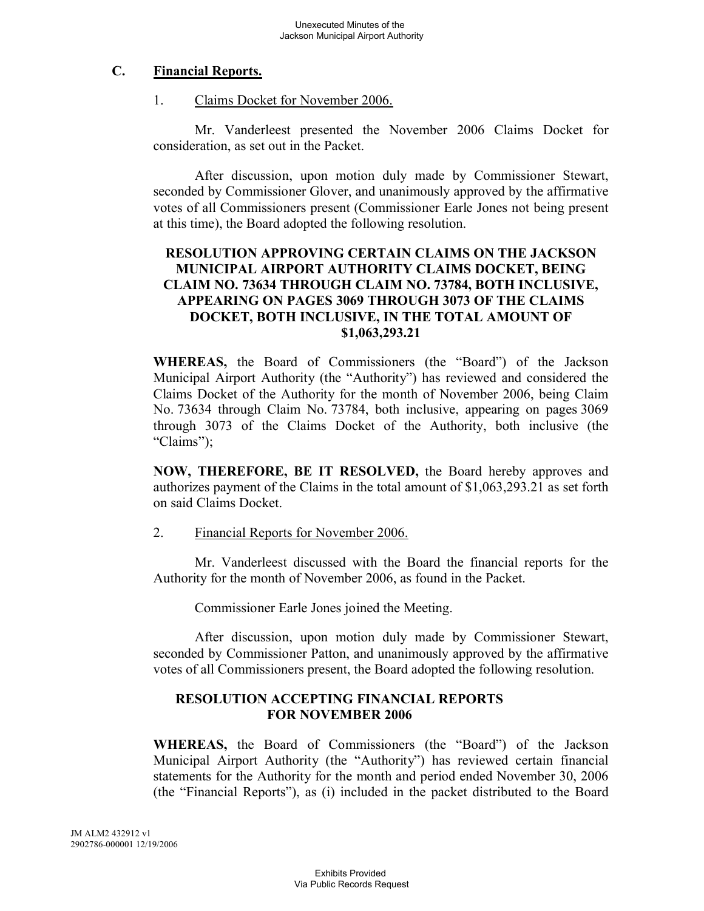## C. Financial Reports.

1. Claims Docket for November 2006.

Mr. Vanderleest presented the November 2006 Claims Docket for consideration, as set out in the Packet.

After discussion, upon motion duly made by Commissioner Stewart, seconded by Commissioner Glover, and unanimously approved by the affirmative votes of all Commissioners present (Commissioner Earle Jones not being present at this time), the Board adopted the following resolution.

**RESOLUTION APPROVING CERTAIN CLAIMS ON THE JACKSON MUNICIPAL AIRPORT AUTHORITY CLAIMS DOCKET, BEING CLAIM NO. 73634 THROUGH CLAIM NO. 73784, BOTH INCLUSIVE, APPEARING ON PAGES 3069 THROUGH 3073 OF THE CLAIMS DOCKET, BOTH INCLUSIVE, IN THE TOTAL AMOUNT OF $1,063,293.21**

**WHEREAS,** the Board of Commissioners (the "Board") of the Jackson Municipal Airport Authority (the "Authority") has reviewed and considered the Claims Docket of the Authority for the month of November 2006, being Claim No. 73634 through Claim No. 73784, both inclusive, appearing on pages 3069 through 3073 of the Claims Docket of the Authority, both inclusive (the "Claims");

**NOW, THEREFORE, BE IT RESOLVED,** the Board hereby approves and authorizes payment of the Claims in the total amount of $1,063,293.21 as set forth on said Claims Docket.

2. Financial Reports for November 2006.

Mr. Vanderleest discussed with the Board the financial reports for the Authority for the month of November 2006, as found in the Packet.

Commissioner Earle Jones joined the Meeting.

After discussion, upon motion duly made by Commissioner Stewart, seconded by Commissioner Patton, and unanimously approved by the affirmative votes of all Commissioners present, the Board adopted the following resolution.

**RESOLUTION ACCEPTING FINANCIAL REPORTS FOR NOVEMBER 2006**

**WHEREAS,** the Board of Commissioners (the "Board") of the Jackson Municipal Airport Authority (the "Authority") has reviewed certain financial statements for the Authority for the month and period ended November 30, 2006 (the "Financial Reports"), as (i) included in the packet distributed to the Board

JM ALM2 432912 v1
2902786-000001 12/19/2006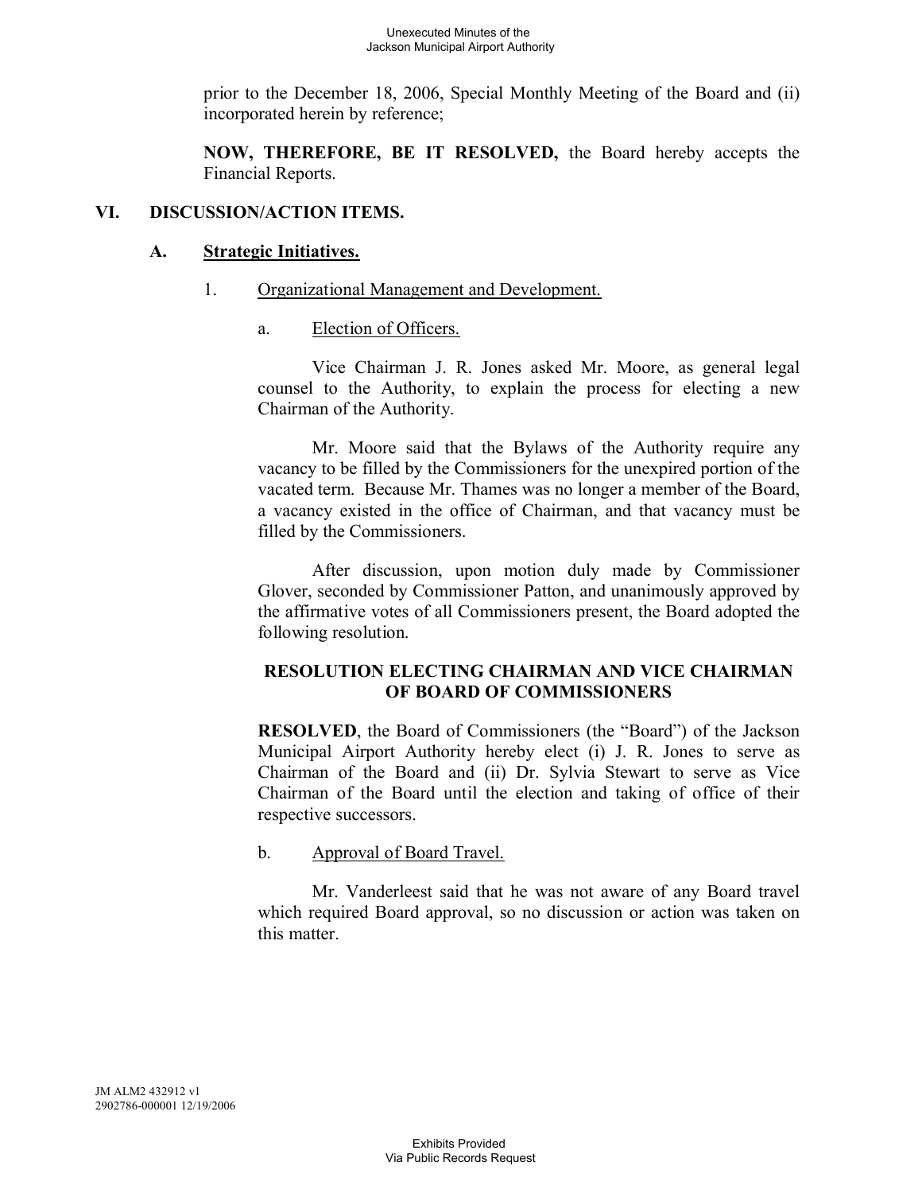prior to the December 18, 2006, Special Monthly Meeting of the Board and (ii) incorporated herein by reference;

**NOW, THEREFORE, BE IT RESOLVED,** the Board hereby accepts the Financial Reports.

## VI. DISCUSSION/ACTION ITEMS.

### A. Strategic Initiatives.

1. Organizational Management and Development.

a. Election of Officers.

Vice Chairman J. R. Jones asked Mr. Moore, as general legal counsel to the Authority, to explain the process for electing a new Chairman of the Authority.

Mr. Moore said that the Bylaws of the Authority require any vacancy to be filled by the Commissioners for the unexpired portion of the vacated term. Because Mr. Thames was no longer a member of the Board, a vacancy existed in the office of Chairman, and that vacancy must be filled by the Commissioners.

After discussion, upon motion duly made by Commissioner Glover, seconded by Commissioner Patton, and unanimously approved by the affirmative votes of all Commissioners present, the Board adopted the following resolution.

**RESOLUTION ELECTING CHAIRMAN AND VICE CHAIRMAN OF BOARD OF COMMISSIONERS**

**RESOLVED**, the Board of Commissioners (the "Board") of the Jackson Municipal Airport Authority hereby elect (i) J. R. Jones to serve as Chairman of the Board and (ii) Dr. Sylvia Stewart to serve as Vice Chairman of the Board until the election and taking of office of their respective successors.

b. Approval of Board Travel.

Mr. Vanderleest said that he was not aware of any Board travel which required Board approval, so no discussion or action was taken on this matter.

JM ALM2 432912 v1
2902786-000001 12/19/2006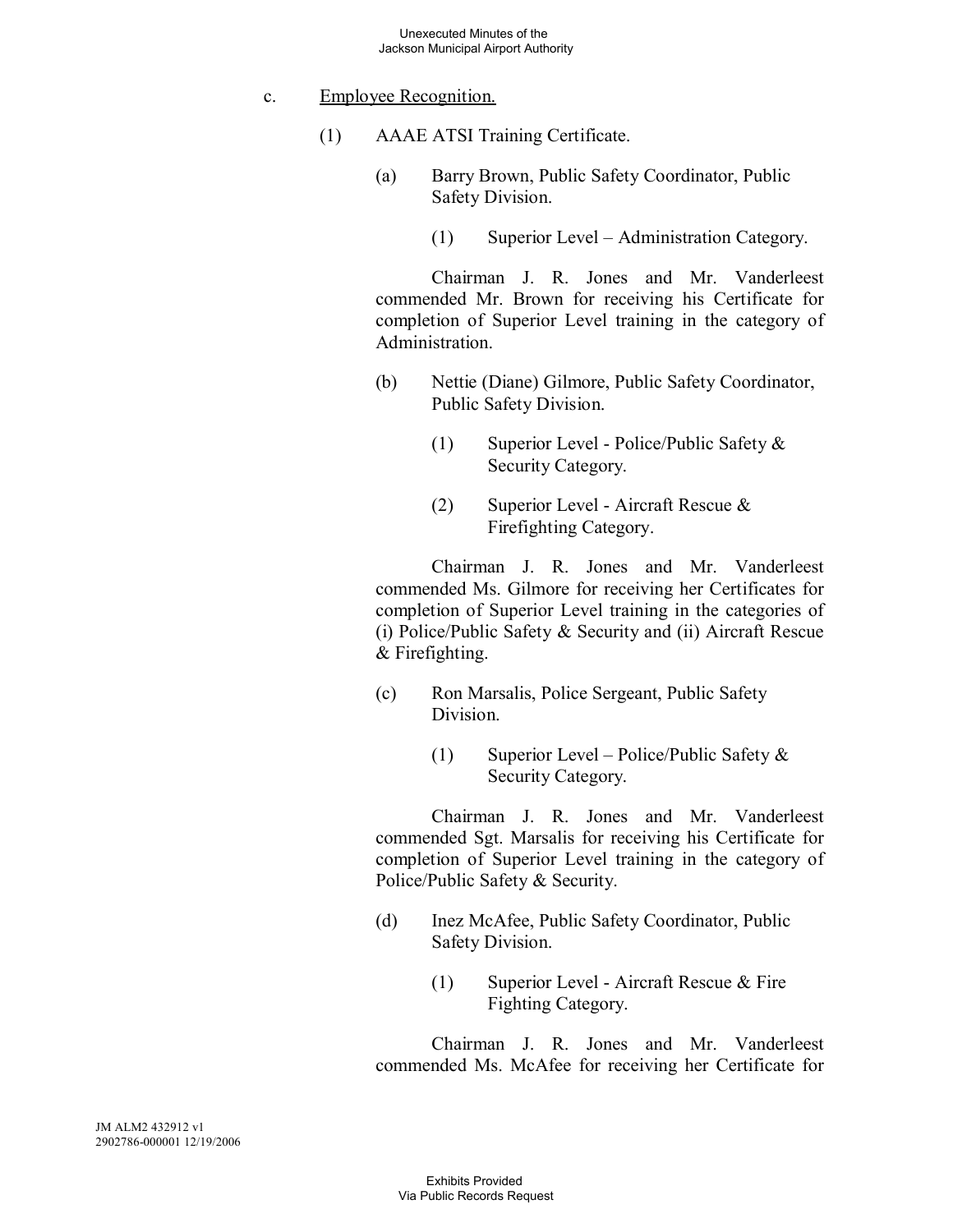c. Employee Recognition.

(1) AAAE ATSI Training Certificate.

(a) Barry Brown, Public Safety Coordinator, Public Safety Division.

(1) Superior Level – Administration Category.

Chairman J. R. Jones and Mr. Vanderleest commended Mr. Brown for receiving his Certificate for completion of Superior Level training in the category of Administration.

(b) Nettie (Diane) Gilmore, Public Safety Coordinator, Public Safety Division.

(1) Superior Level - Police/Public Safety & Security Category.

(2) Superior Level - Aircraft Rescue & Firefighting Category.

Chairman J. R. Jones and Mr. Vanderleest commended Ms. Gilmore for receiving her Certificates for completion of Superior Level training in the categories of (i) Police/Public Safety & Security and (ii) Aircraft Rescue & Firefighting.

(c) Ron Marsalis, Police Sergeant, Public Safety Division.

(1) Superior Level – Police/Public Safety & Security Category.

Chairman J. R. Jones and Mr. Vanderleest commended Sgt. Marsalis for receiving his Certificate for completion of Superior Level training in the category of Police/Public Safety & Security.

(d) Inez McAfee, Public Safety Coordinator, Public Safety Division.

(1) Superior Level - Aircraft Rescue & Fire Fighting Category.

Chairman J. R. Jones and Mr. Vanderleest commended Ms. McAfee for receiving her Certificate for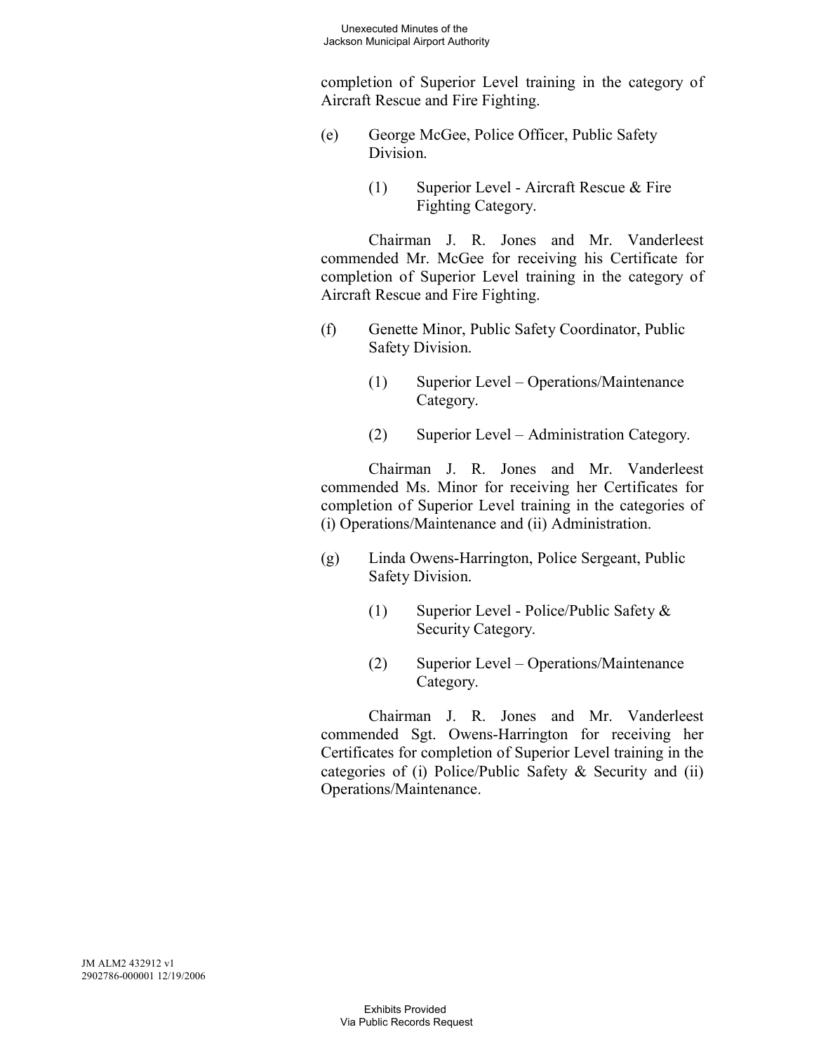completion of Superior Level training in the category of Aircraft Rescue and Fire Fighting.

(e) George McGee, Police Officer, Public Safety Division.

(1) Superior Level - Aircraft Rescue & Fire Fighting Category.

Chairman J. R. Jones and Mr. Vanderleest commended Mr. McGee for receiving his Certificate for completion of Superior Level training in the category of Aircraft Rescue and Fire Fighting.

(f) Genette Minor, Public Safety Coordinator, Public Safety Division.

(1) Superior Level – Operations/Maintenance Category.

(2) Superior Level – Administration Category.

Chairman J. R. Jones and Mr. Vanderleest commended Ms. Minor for receiving her Certificates for completion of Superior Level training in the categories of (i) Operations/Maintenance and (ii) Administration.

(g) Linda Owens-Harrington, Police Sergeant, Public Safety Division.

(1) Superior Level - Police/Public Safety & Security Category.

(2) Superior Level – Operations/Maintenance Category.

Chairman J. R. Jones and Mr. Vanderleest commended Sgt. Owens-Harrington for receiving her Certificates for completion of Superior Level training in the categories of (i) Police/Public Safety & Security and (ii) Operations/Maintenance.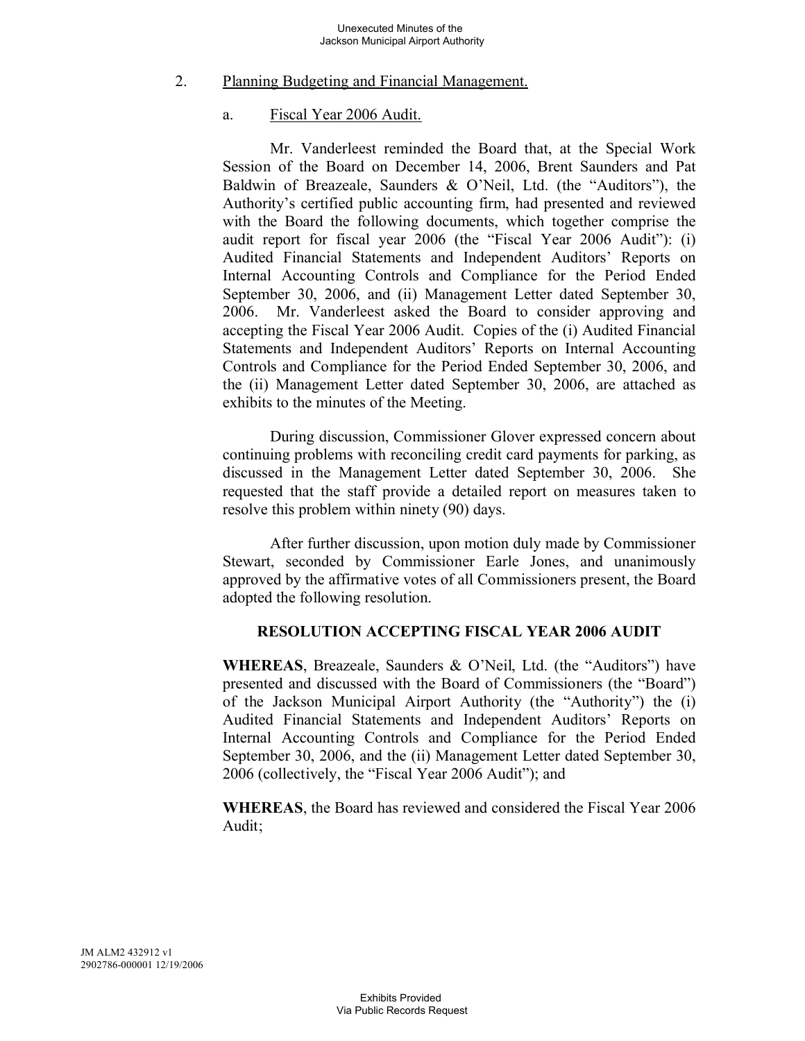2. Planning Budgeting and Financial Management.

a. Fiscal Year 2006 Audit.

Mr. Vanderleest reminded the Board that, at the Special Work Session of the Board on December 14, 2006, Brent Saunders and Pat Baldwin of Breazeale, Saunders & O'Neil, Ltd. (the "Auditors"), the Authority's certified public accounting firm, had presented and reviewed with the Board the following documents, which together comprise the audit report for fiscal year 2006 (the "Fiscal Year 2006 Audit"): (i) Audited Financial Statements and Independent Auditors' Reports on Internal Accounting Controls and Compliance for the Period Ended September 30, 2006, and (ii) Management Letter dated September 30, 2006. Mr. Vanderleest asked the Board to consider approving and accepting the Fiscal Year 2006 Audit. Copies of the (i) Audited Financial Statements and Independent Auditors' Reports on Internal Accounting Controls and Compliance for the Period Ended September 30, 2006, and the (ii) Management Letter dated September 30, 2006, are attached as exhibits to the minutes of the Meeting.

During discussion, Commissioner Glover expressed concern about continuing problems with reconciling credit card payments for parking, as discussed in the Management Letter dated September 30, 2006. She requested that the staff provide a detailed report on measures taken to resolve this problem within ninety (90) days.

After further discussion, upon motion duly made by Commissioner Stewart, seconded by Commissioner Earle Jones, and unanimously approved by the affirmative votes of all Commissioners present, the Board adopted the following resolution.

**RESOLUTION ACCEPTING FISCAL YEAR 2006 AUDIT**

**WHEREAS**, Breazeale, Saunders & O'Neil, Ltd. (the "Auditors") have presented and discussed with the Board of Commissioners (the "Board") of the Jackson Municipal Airport Authority (the "Authority") the (i) Audited Financial Statements and Independent Auditors' Reports on Internal Accounting Controls and Compliance for the Period Ended September 30, 2006, and the (ii) Management Letter dated September 30, 2006 (collectively, the "Fiscal Year 2006 Audit"); and

**WHEREAS**, the Board has reviewed and considered the Fiscal Year 2006 Audit;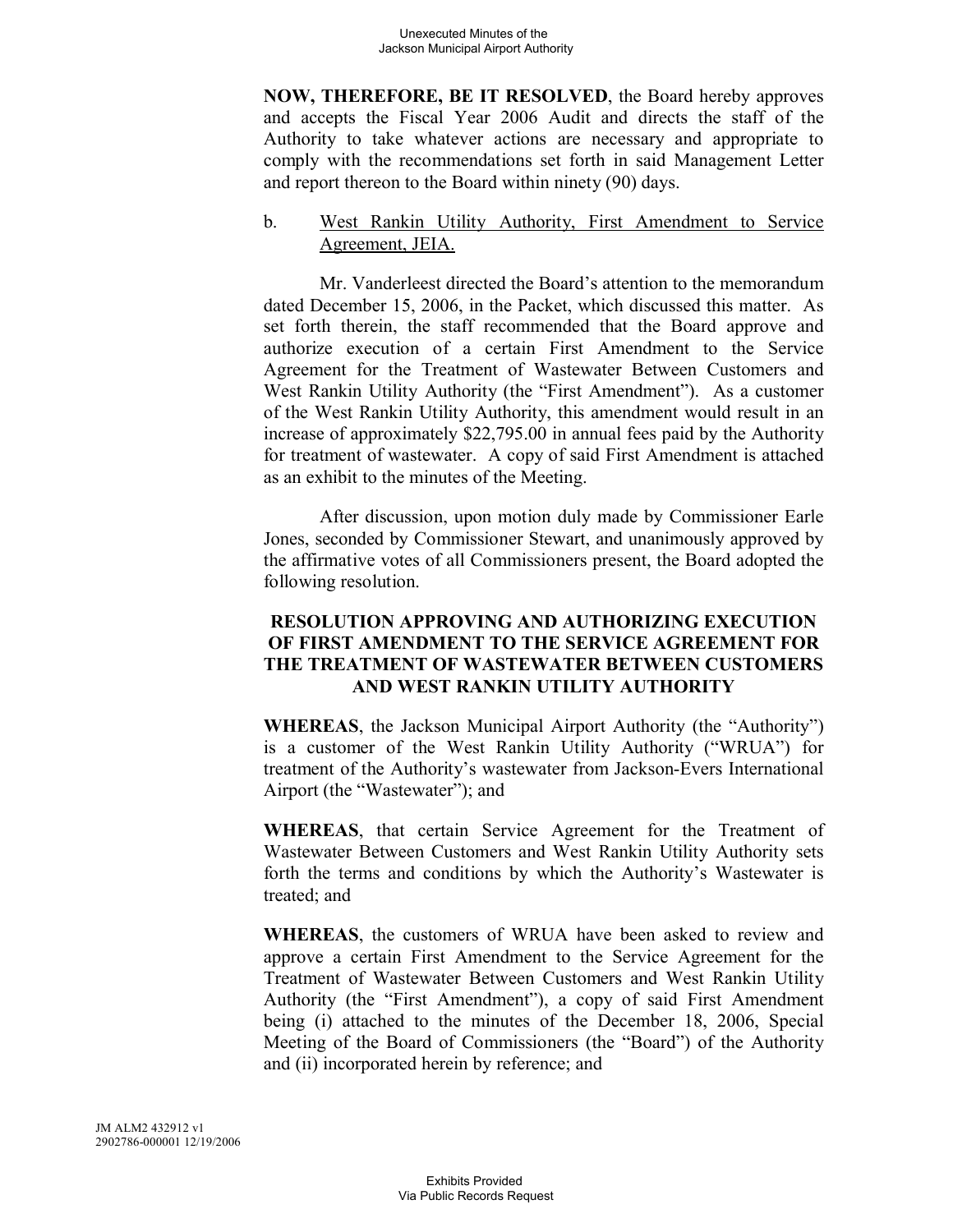**NOW, THEREFORE, BE IT RESOLVED**, the Board hereby approves and accepts the Fiscal Year 2006 Audit and directs the staff of the Authority to take whatever actions are necessary and appropriate to comply with the recommendations set forth in said Management Letter and report thereon to the Board within ninety (90) days.

b. West Rankin Utility Authority, First Amendment to Service Agreement, JEIA.

Mr. Vanderleest directed the Board's attention to the memorandum dated December 15, 2006, in the Packet, which discussed this matter. As set forth therein, the staff recommended that the Board approve and authorize execution of a certain First Amendment to the Service Agreement for the Treatment of Wastewater Between Customers and West Rankin Utility Authority (the "First Amendment"). As a customer of the West Rankin Utility Authority, this amendment would result in an increase of approximately $22,795.00 in annual fees paid by the Authority for treatment of wastewater. A copy of said First Amendment is attached as an exhibit to the minutes of the Meeting.

After discussion, upon motion duly made by Commissioner Earle Jones, seconded by Commissioner Stewart, and unanimously approved by the affirmative votes of all Commissioners present, the Board adopted the following resolution.

**RESOLUTION APPROVING AND AUTHORIZING EXECUTION OF FIRST AMENDMENT TO THE SERVICE AGREEMENT FOR THE TREATMENT OF WASTEWATER BETWEEN CUSTOMERS AND WEST RANKIN UTILITY AUTHORITY**

**WHEREAS**, the Jackson Municipal Airport Authority (the "Authority") is a customer of the West Rankin Utility Authority ("WRUA") for treatment of the Authority's wastewater from Jackson-Evers International Airport (the "Wastewater"); and

**WHEREAS**, that certain Service Agreement for the Treatment of Wastewater Between Customers and West Rankin Utility Authority sets forth the terms and conditions by which the Authority's Wastewater is treated; and

**WHEREAS**, the customers of WRUA have been asked to review and approve a certain First Amendment to the Service Agreement for the Treatment of Wastewater Between Customers and West Rankin Utility Authority (the "First Amendment"), a copy of said First Amendment being (i) attached to the minutes of the December 18, 2006, Special Meeting of the Board of Commissioners (the "Board") of the Authority and (ii) incorporated herein by reference; and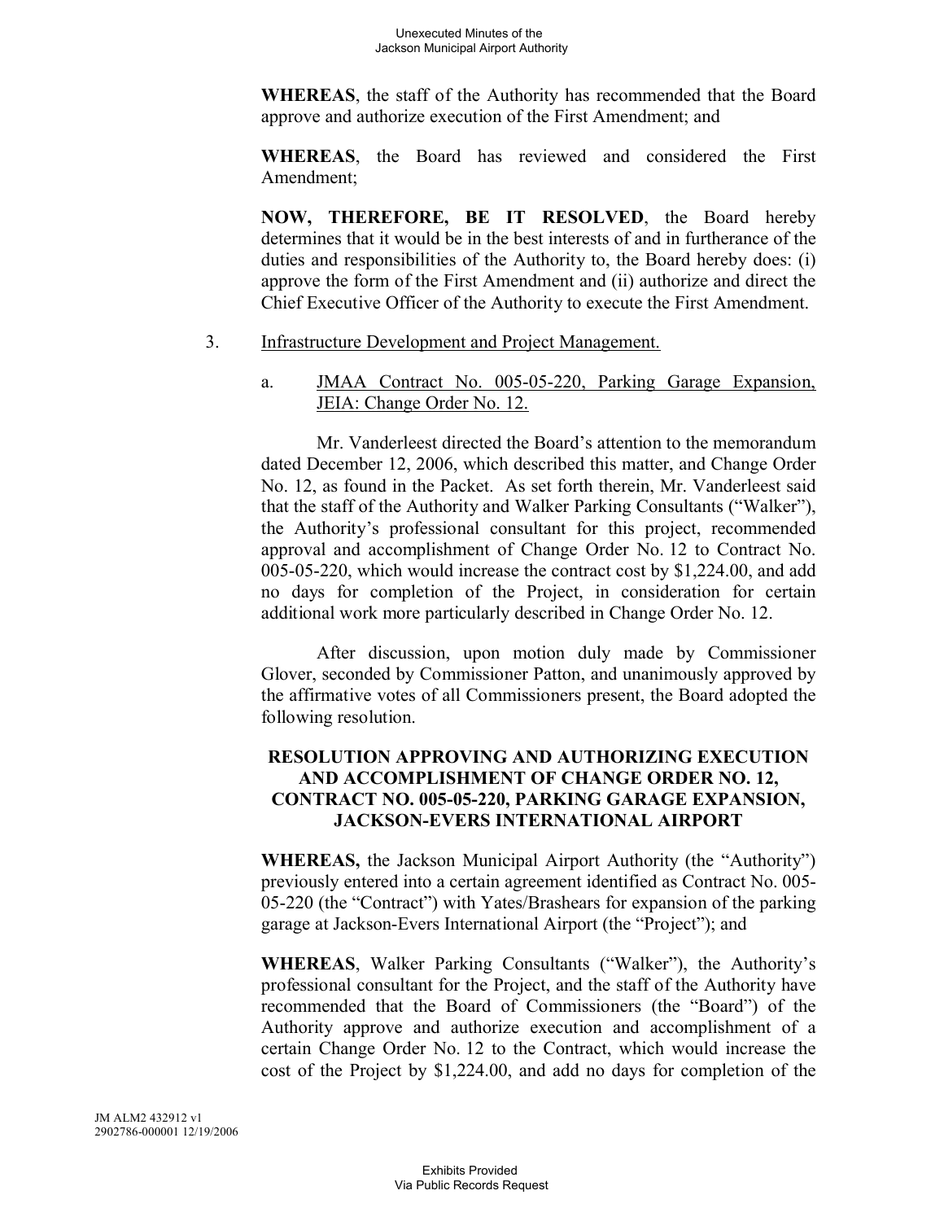**WHEREAS**, the staff of the Authority has recommended that the Board approve and authorize execution of the First Amendment; and

**WHEREAS**, the Board has reviewed and considered the First Amendment;

**NOW, THEREFORE, BE IT RESOLVED**, the Board hereby determines that it would be in the best interests of and in furtherance of the duties and responsibilities of the Authority to, the Board hereby does: (i) approve the form of the First Amendment and (ii) authorize and direct the Chief Executive Officer of the Authority to execute the First Amendment.

3. Infrastructure Development and Project Management.

   a. JMAA Contract No. 005-05-220, Parking Garage Expansion, JEIA: Change Order No. 12.

   Mr. Vanderleest directed the Board's attention to the memorandum dated December 12, 2006, which described this matter, and Change Order No. 12, as found in the Packet. As set forth therein, Mr. Vanderleest said that the staff of the Authority and Walker Parking Consultants ("Walker"), the Authority's professional consultant for this project, recommended approval and accomplishment of Change Order No. 12 to Contract No. 005-05-220, which would increase the contract cost by $1,224.00, and add no days for completion of the Project, in consideration for certain additional work more particularly described in Change Order No. 12.

   After discussion, upon motion duly made by Commissioner Glover, seconded by Commissioner Patton, and unanimously approved by the affirmative votes of all Commissioners present, the Board adopted the following resolution.

**RESOLUTION APPROVING AND AUTHORIZING EXECUTION AND ACCOMPLISHMENT OF CHANGE ORDER NO. 12, CONTRACT NO. 005-05-220, PARKING GARAGE EXPANSION, JACKSON-EVERS INTERNATIONAL AIRPORT**

**WHEREAS,** the Jackson Municipal Airport Authority (the "Authority") previously entered into a certain agreement identified as Contract No. 005-05-220 (the "Contract") with Yates/Brashears for expansion of the parking garage at Jackson-Evers International Airport (the "Project"); and

**WHEREAS**, Walker Parking Consultants ("Walker"), the Authority's professional consultant for the Project, and the staff of the Authority have recommended that the Board of Commissioners (the "Board") of the Authority approve and authorize execution and accomplishment of a certain Change Order No. 12 to the Contract, which would increase the cost of the Project by $1,224.00, and add no days for completion of the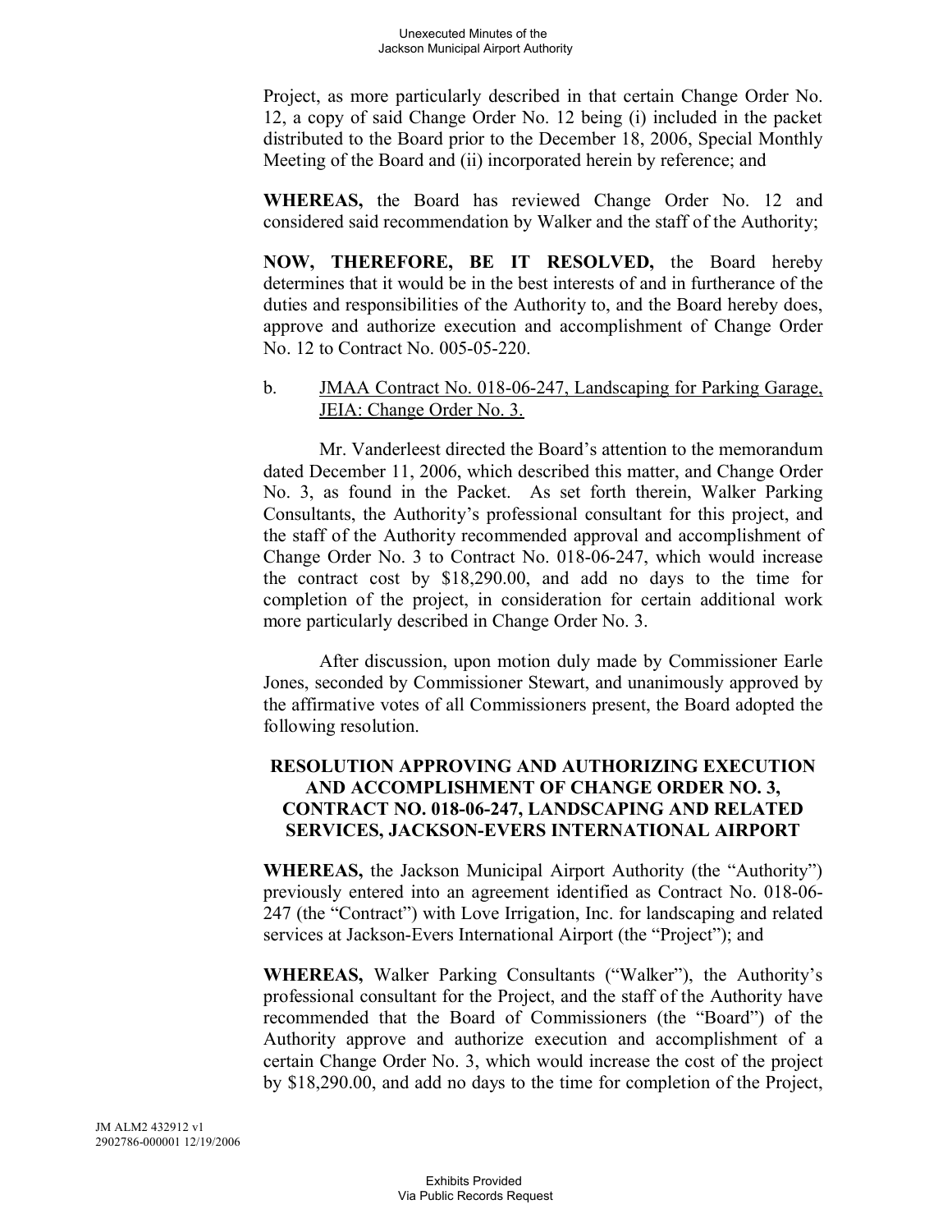Project, as more particularly described in that certain Change Order No. 12, a copy of said Change Order No. 12 being (i) included in the packet distributed to the Board prior to the December 18, 2006, Special Monthly Meeting of the Board and (ii) incorporated herein by reference; and

**WHEREAS,** the Board has reviewed Change Order No. 12 and considered said recommendation by Walker and the staff of the Authority;

**NOW, THEREFORE, BE IT RESOLVED,** the Board hereby determines that it would be in the best interests of and in furtherance of the duties and responsibilities of the Authority to, and the Board hereby does, approve and authorize execution and accomplishment of Change Order No. 12 to Contract No. 005-05-220.

b. JMAA Contract No. 018-06-247, Landscaping for Parking Garage, JEIA: Change Order No. 3.

Mr. Vanderleest directed the Board's attention to the memorandum dated December 11, 2006, which described this matter, and Change Order No. 3, as found in the Packet. As set forth therein, Walker Parking Consultants, the Authority's professional consultant for this project, and the staff of the Authority recommended approval and accomplishment of Change Order No. 3 to Contract No. 018-06-247, which would increase the contract cost by $18,290.00, and add no days to the time for completion of the project, in consideration for certain additional work more particularly described in Change Order No. 3.

After discussion, upon motion duly made by Commissioner Earle Jones, seconded by Commissioner Stewart, and unanimously approved by the affirmative votes of all Commissioners present, the Board adopted the following resolution.

**RESOLUTION APPROVING AND AUTHORIZING EXECUTION AND ACCOMPLISHMENT OF CHANGE ORDER NO. 3, CONTRACT NO. 018-06-247, LANDSCAPING AND RELATED SERVICES, JACKSON-EVERS INTERNATIONAL AIRPORT**

**WHEREAS,** the Jackson Municipal Airport Authority (the "Authority") previously entered into an agreement identified as Contract No. 018-06-247 (the "Contract") with Love Irrigation, Inc. for landscaping and related services at Jackson-Evers International Airport (the "Project"); and

**WHEREAS,** Walker Parking Consultants ("Walker"), the Authority's professional consultant for the Project, and the staff of the Authority have recommended that the Board of Commissioners (the "Board") of the Authority approve and authorize execution and accomplishment of a certain Change Order No. 3, which would increase the cost of the project by $18,290.00, and add no days to the time for completion of the Project,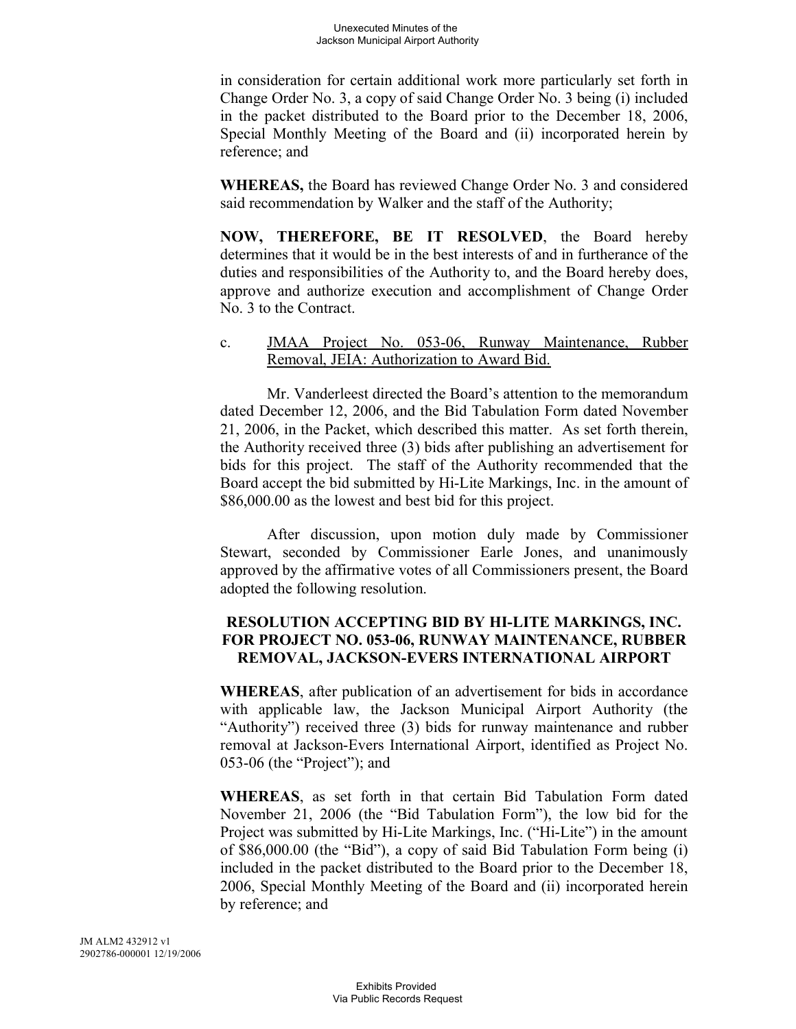in consideration for certain additional work more particularly set forth in Change Order No. 3, a copy of said Change Order No. 3 being (i) included in the packet distributed to the Board prior to the December 18, 2006, Special Monthly Meeting of the Board and (ii) incorporated herein by reference; and

**WHEREAS,** the Board has reviewed Change Order No. 3 and considered said recommendation by Walker and the staff of the Authority;

**NOW, THEREFORE, BE IT RESOLVED**, the Board hereby determines that it would be in the best interests of and in furtherance of the duties and responsibilities of the Authority to, and the Board hereby does, approve and authorize execution and accomplishment of Change Order No. 3 to the Contract.

c. JMAA Project No. 053-06, Runway Maintenance, Rubber Removal, JEIA: Authorization to Award Bid.

Mr. Vanderleest directed the Board's attention to the memorandum dated December 12, 2006, and the Bid Tabulation Form dated November 21, 2006, in the Packet, which described this matter. As set forth therein, the Authority received three (3) bids after publishing an advertisement for bids for this project. The staff of the Authority recommended that the Board accept the bid submitted by Hi-Lite Markings, Inc. in the amount of $86,000.00 as the lowest and best bid for this project.

After discussion, upon motion duly made by Commissioner Stewart, seconded by Commissioner Earle Jones, and unanimously approved by the affirmative votes of all Commissioners present, the Board adopted the following resolution.

**RESOLUTION ACCEPTING BID BY HI-LITE MARKINGS, INC. FOR PROJECT NO. 053-06, RUNWAY MAINTENANCE, RUBBER REMOVAL, JACKSON-EVERS INTERNATIONAL AIRPORT**

**WHEREAS**, after publication of an advertisement for bids in accordance with applicable law, the Jackson Municipal Airport Authority (the "Authority") received three (3) bids for runway maintenance and rubber removal at Jackson-Evers International Airport, identified as Project No. 053-06 (the "Project"); and

**WHEREAS**, as set forth in that certain Bid Tabulation Form dated November 21, 2006 (the "Bid Tabulation Form"), the low bid for the Project was submitted by Hi-Lite Markings, Inc. ("Hi-Lite") in the amount of $86,000.00 (the "Bid"), a copy of said Bid Tabulation Form being (i) included in the packet distributed to the Board prior to the December 18, 2006, Special Monthly Meeting of the Board and (ii) incorporated herein by reference; and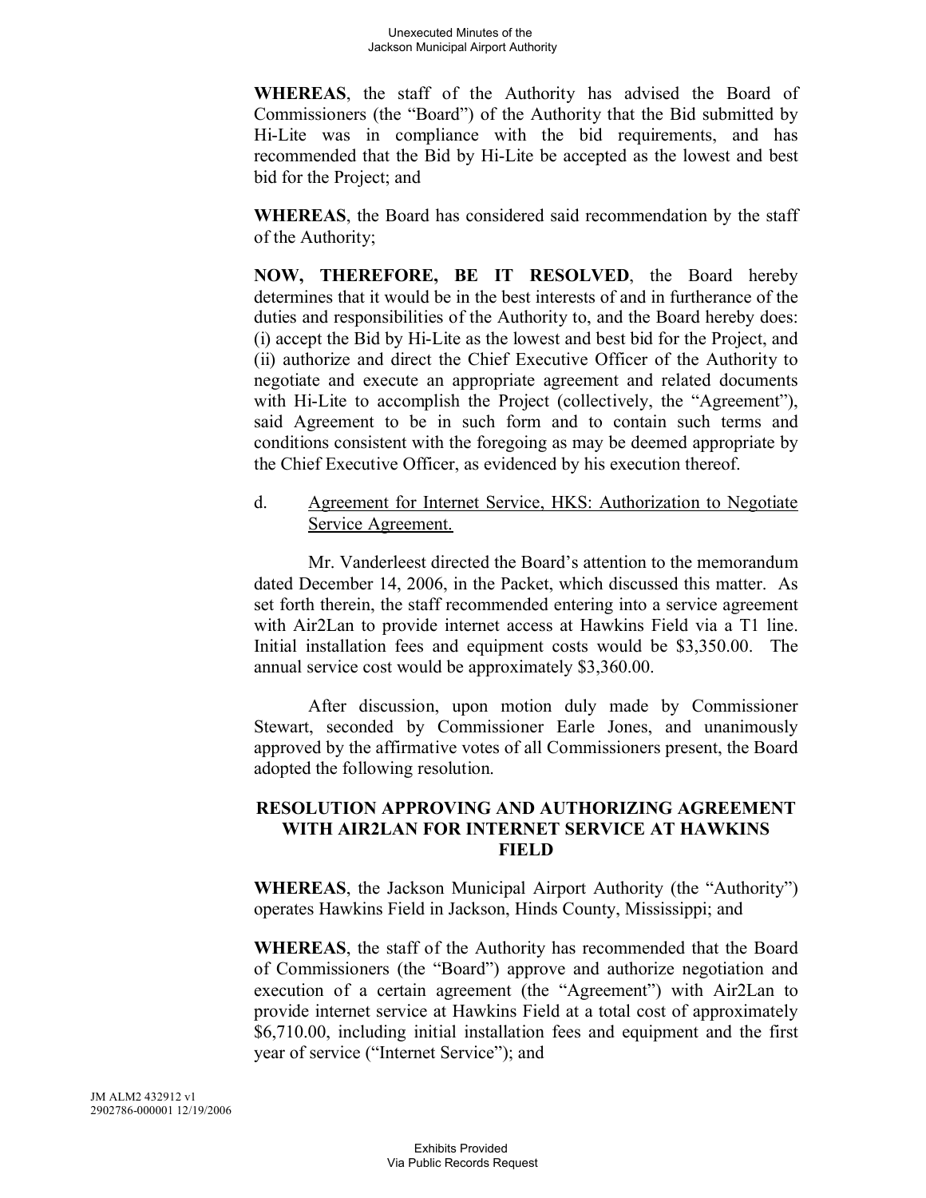**WHEREAS**, the staff of the Authority has advised the Board of Commissioners (the "Board") of the Authority that the Bid submitted by Hi-Lite was in compliance with the bid requirements, and has recommended that the Bid by Hi-Lite be accepted as the lowest and best bid for the Project; and

**WHEREAS**, the Board has considered said recommendation by the staff of the Authority;

**NOW, THEREFORE, BE IT RESOLVED**, the Board hereby determines that it would be in the best interests of and in furtherance of the duties and responsibilities of the Authority to, and the Board hereby does: (i) accept the Bid by Hi-Lite as the lowest and best bid for the Project, and (ii) authorize and direct the Chief Executive Officer of the Authority to negotiate and execute an appropriate agreement and related documents with Hi-Lite to accomplish the Project (collectively, the "Agreement"), said Agreement to be in such form and to contain such terms and conditions consistent with the foregoing as may be deemed appropriate by the Chief Executive Officer, as evidenced by his execution thereof.

d. Agreement for Internet Service, HKS: Authorization to Negotiate Service Agreement.

Mr. Vanderleest directed the Board's attention to the memorandum dated December 14, 2006, in the Packet, which discussed this matter. As set forth therein, the staff recommended entering into a service agreement with Air2Lan to provide internet access at Hawkins Field via a T1 line. Initial installation fees and equipment costs would be $3,350.00. The annual service cost would be approximately $3,360.00.

After discussion, upon motion duly made by Commissioner Stewart, seconded by Commissioner Earle Jones, and unanimously approved by the affirmative votes of all Commissioners present, the Board adopted the following resolution.

**RESOLUTION APPROVING AND AUTHORIZING AGREEMENT WITH AIR2LAN FOR INTERNET SERVICE AT HAWKINS FIELD**

**WHEREAS**, the Jackson Municipal Airport Authority (the "Authority") operates Hawkins Field in Jackson, Hinds County, Mississippi; and

**WHEREAS**, the staff of the Authority has recommended that the Board of Commissioners (the "Board") approve and authorize negotiation and execution of a certain agreement (the "Agreement") with Air2Lan to provide internet service at Hawkins Field at a total cost of approximately $6,710.00, including initial installation fees and equipment and the first year of service ("Internet Service"); and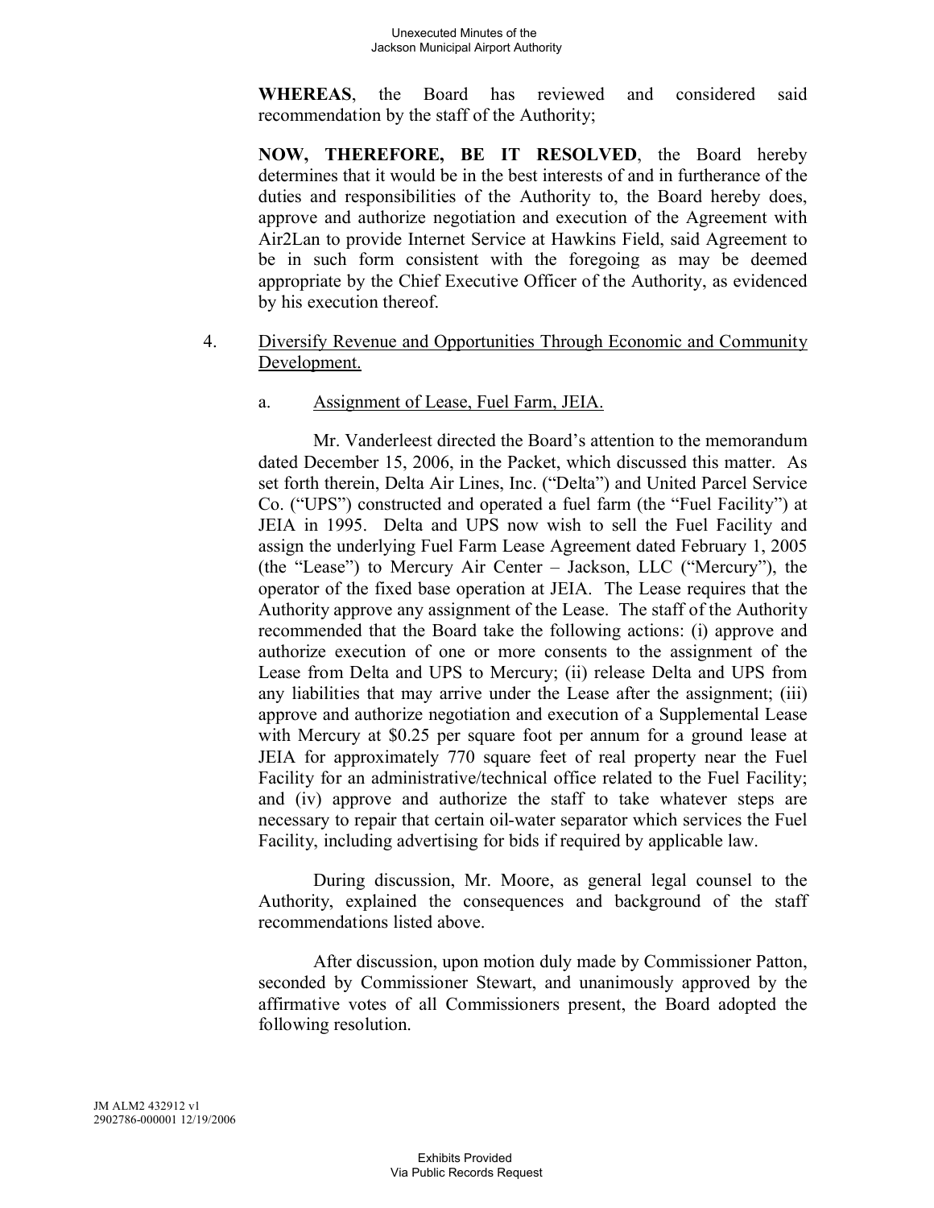**WHEREAS**, the Board has reviewed and considered said recommendation by the staff of the Authority;

**NOW, THEREFORE, BE IT RESOLVED**, the Board hereby determines that it would be in the best interests of and in furtherance of the duties and responsibilities of the Authority to, the Board hereby does, approve and authorize negotiation and execution of the Agreement with Air2Lan to provide Internet Service at Hawkins Field, said Agreement to be in such form consistent with the foregoing as may be deemed appropriate by the Chief Executive Officer of the Authority, as evidenced by his execution thereof.

4. Diversify Revenue and Opportunities Through Economic and Community Development.

   a. Assignment of Lease, Fuel Farm, JEIA.

   Mr. Vanderleest directed the Board's attention to the memorandum dated December 15, 2006, in the Packet, which discussed this matter. As set forth therein, Delta Air Lines, Inc. ("Delta") and United Parcel Service Co. ("UPS") constructed and operated a fuel farm (the "Fuel Facility") at JEIA in 1995. Delta and UPS now wish to sell the Fuel Facility and assign the underlying Fuel Farm Lease Agreement dated February 1, 2005 (the "Lease") to Mercury Air Center – Jackson, LLC ("Mercury"), the operator of the fixed base operation at JEIA. The Lease requires that the Authority approve any assignment of the Lease. The staff of the Authority recommended that the Board take the following actions: (i) approve and authorize execution of one or more consents to the assignment of the Lease from Delta and UPS to Mercury; (ii) release Delta and UPS from any liabilities that may arrive under the Lease after the assignment; (iii) approve and authorize negotiation and execution of a Supplemental Lease with Mercury at $0.25 per square foot per annum for a ground lease at JEIA for approximately 770 square feet of real property near the Fuel Facility for an administrative/technical office related to the Fuel Facility; and (iv) approve and authorize the staff to take whatever steps are necessary to repair that certain oil-water separator which services the Fuel Facility, including advertising for bids if required by applicable law.

   During discussion, Mr. Moore, as general legal counsel to the Authority, explained the consequences and background of the staff recommendations listed above.

   After discussion, upon motion duly made by Commissioner Patton, seconded by Commissioner Stewart, and unanimously approved by the affirmative votes of all Commissioners present, the Board adopted the following resolution.

JM ALM2 432912 v1
2902786-000001 12/19/2006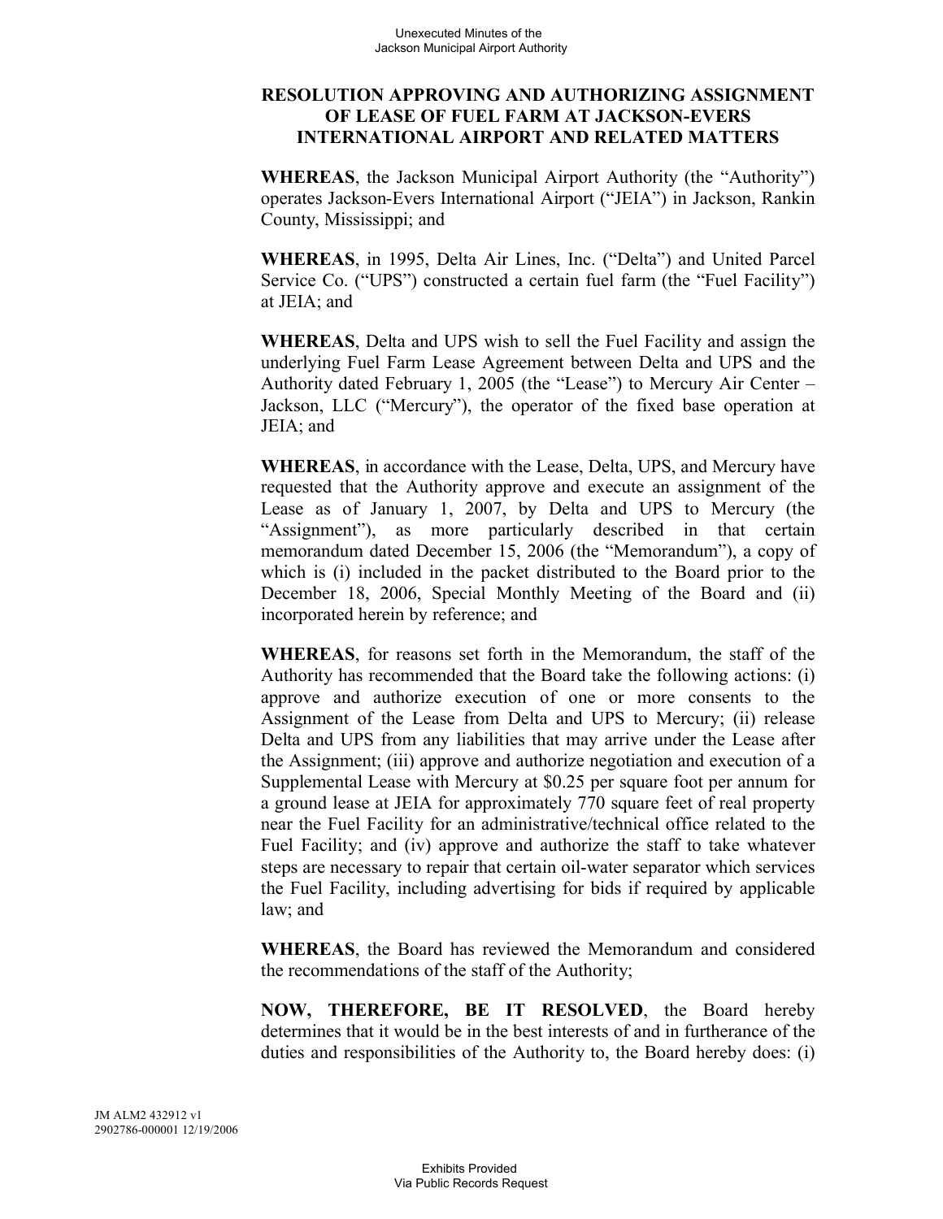**RESOLUTION APPROVING AND AUTHORIZING ASSIGNMENT OF LEASE OF FUEL FARM AT JACKSON-EVERS INTERNATIONAL AIRPORT AND RELATED MATTERS**

**WHEREAS**, the Jackson Municipal Airport Authority (the "Authority") operates Jackson-Evers International Airport ("JEIA") in Jackson, Rankin County, Mississippi; and

**WHEREAS**, in 1995, Delta Air Lines, Inc. ("Delta") and United Parcel Service Co. ("UPS") constructed a certain fuel farm (the "Fuel Facility") at JEIA; and

**WHEREAS**, Delta and UPS wish to sell the Fuel Facility and assign the underlying Fuel Farm Lease Agreement between Delta and UPS and the Authority dated February 1, 2005 (the "Lease") to Mercury Air Center – Jackson, LLC ("Mercury"), the operator of the fixed base operation at JEIA; and

**WHEREAS**, in accordance with the Lease, Delta, UPS, and Mercury have requested that the Authority approve and execute an assignment of the Lease as of January 1, 2007, by Delta and UPS to Mercury (the "Assignment"), as more particularly described in that certain memorandum dated December 15, 2006 (the "Memorandum"), a copy of which is (i) included in the packet distributed to the Board prior to the December 18, 2006, Special Monthly Meeting of the Board and (ii) incorporated herein by reference; and

**WHEREAS**, for reasons set forth in the Memorandum, the staff of the Authority has recommended that the Board take the following actions: (i) approve and authorize execution of one or more consents to the Assignment of the Lease from Delta and UPS to Mercury; (ii) release Delta and UPS from any liabilities that may arrive under the Lease after the Assignment; (iii) approve and authorize negotiation and execution of a Supplemental Lease with Mercury at $0.25 per square foot per annum for a ground lease at JEIA for approximately 770 square feet of real property near the Fuel Facility for an administrative/technical office related to the Fuel Facility; and (iv) approve and authorize the staff to take whatever steps are necessary to repair that certain oil-water separator which services the Fuel Facility, including advertising for bids if required by applicable law; and

**WHEREAS**, the Board has reviewed the Memorandum and considered the recommendations of the staff of the Authority;

**NOW, THEREFORE, BE IT RESOLVED**, the Board hereby determines that it would be in the best interests of and in furtherance of the duties and responsibilities of the Authority to, the Board hereby does: (i)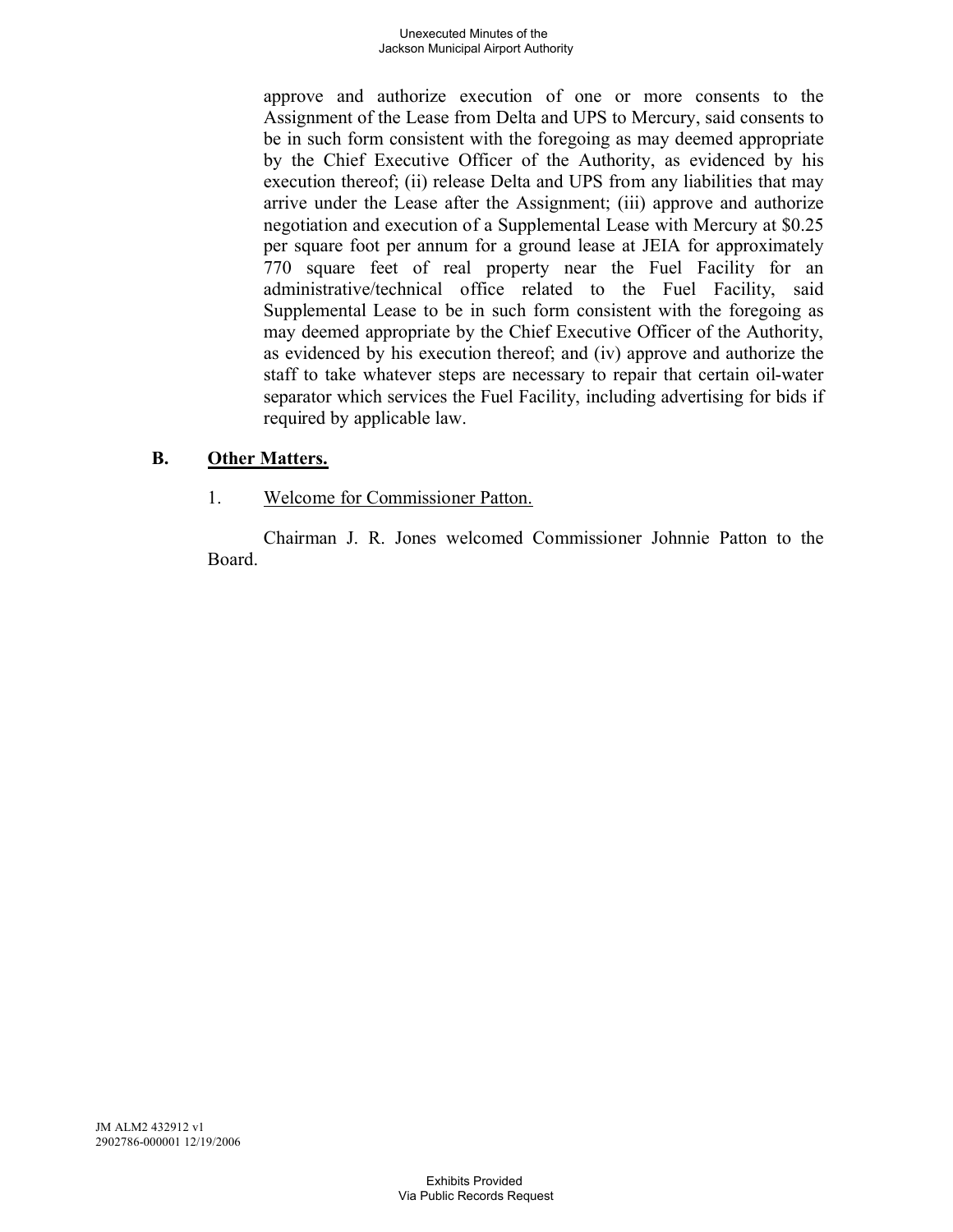approve and authorize execution of one or more consents to the Assignment of the Lease from Delta and UPS to Mercury, said consents to be in such form consistent with the foregoing as may deemed appropriate by the Chief Executive Officer of the Authority, as evidenced by his execution thereof; (ii) release Delta and UPS from any liabilities that may arrive under the Lease after the Assignment; (iii) approve and authorize negotiation and execution of a Supplemental Lease with Mercury at $0.25 per square foot per annum for a ground lease at JEIA for approximately 770 square feet of real property near the Fuel Facility for an administrative/technical office related to the Fuel Facility, said Supplemental Lease to be in such form consistent with the foregoing as may deemed appropriate by the Chief Executive Officer of the Authority, as evidenced by his execution thereof; and (iv) approve and authorize the staff to take whatever steps are necessary to repair that certain oil-water separator which services the Fuel Facility, including advertising for bids if required by applicable law.

## B. Other Matters.

1. Welcome for Commissioner Patton.

Chairman J. R. Jones welcomed Commissioner Johnnie Patton to the Board.

JM ALM2 432912 v1
2902786-000001 12/19/2006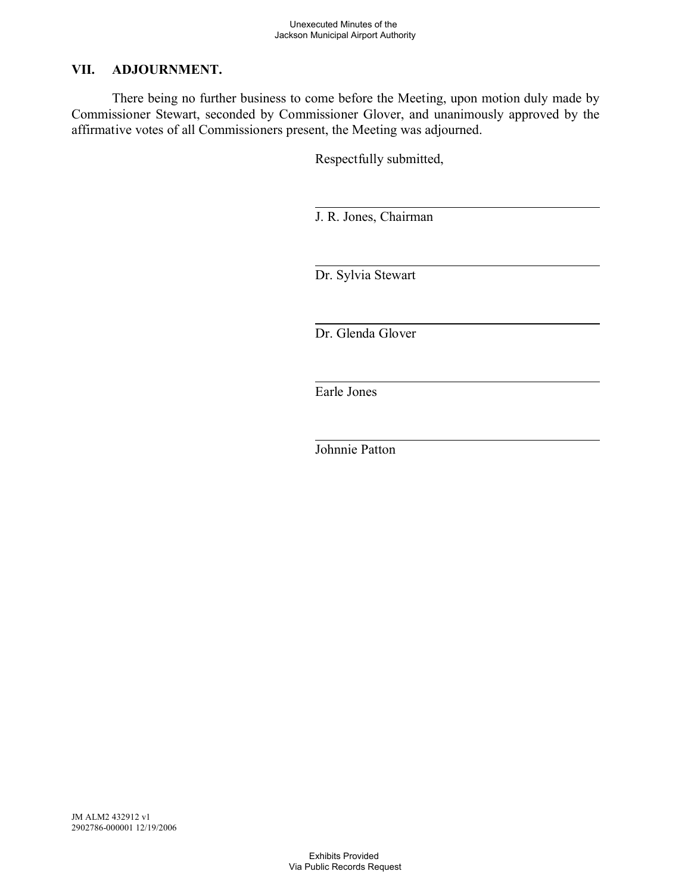## VII. ADJOURNMENT.

There being no further business to come before the Meeting, upon motion duly made by Commissioner Stewart, seconded by Commissioner Glover, and unanimously approved by the affirmative votes of all Commissioners present, the Meeting was adjourned.

Respectfully submitted,

\_\_\_\_\_\_\_\_\_\_\_\_\_\_\_\_\_\_\_\_\_\_\_\_\_\_\_\_\_\_\_\_\_\_\_\_
J. R. Jones, Chairman

\_\_\_\_\_\_\_\_\_\_\_\_\_\_\_\_\_\_\_\_\_\_\_\_\_\_\_\_\_\_\_\_\_\_\_\_
Dr. Sylvia Stewart

\_\_\_\_\_\_\_\_\_\_\_\_\_\_\_\_\_\_\_\_\_\_\_\_\_\_\_\_\_\_\_\_\_\_\_\_
Dr. Glenda Glover

\_\_\_\_\_\_\_\_\_\_\_\_\_\_\_\_\_\_\_\_\_\_\_\_\_\_\_\_\_\_\_\_\_\_\_\_
Earle Jones

\_\_\_\_\_\_\_\_\_\_\_\_\_\_\_\_\_\_\_\_\_\_\_\_\_\_\_\_\_\_\_\_\_\_\_\_
Johnnie Patton

JM ALM2 432912 v1
2902786-000001 12/19/2006